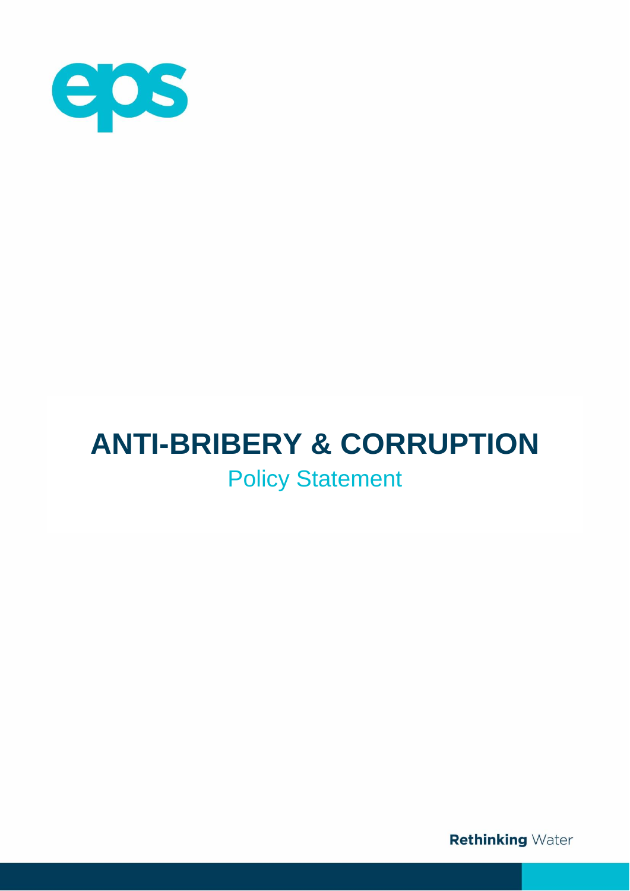eps

# ANTI-BRIBERY & CORRUPTION

## Policy Statement

**Rethinking** Water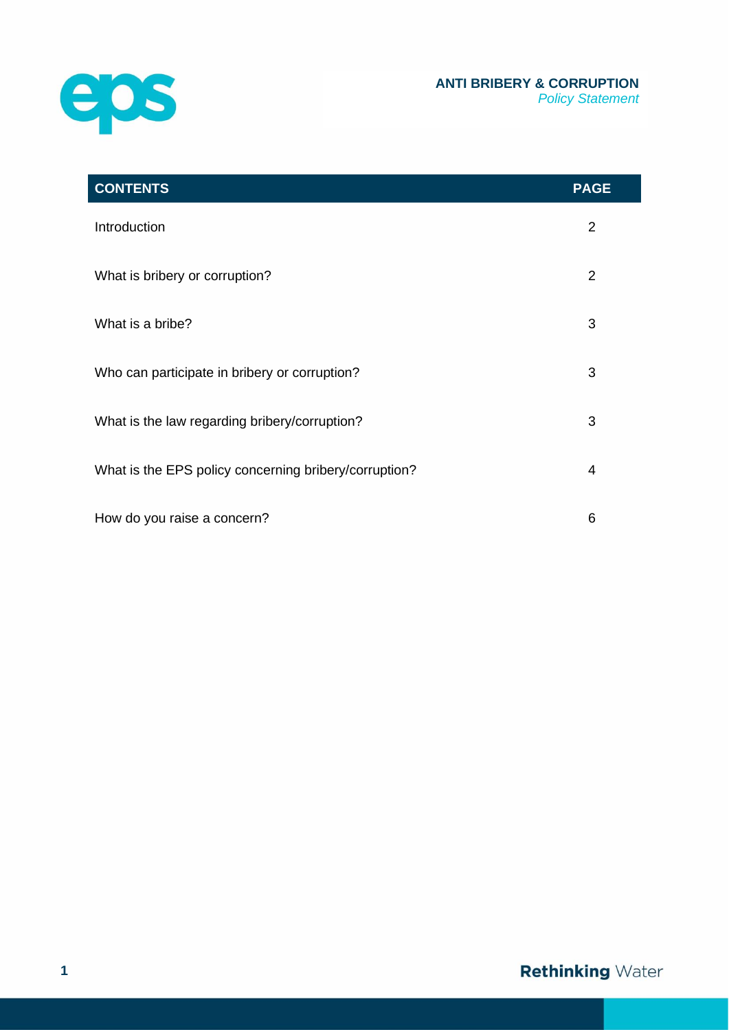**ANTI BRIBERY & CORRUPTION**
*Policy Statement*

| CONTENTS | PAGE |
|---|---|
| Introduction | 2 |
| What is bribery or corruption? | 2 |
| What is a bribe? | 3 |
| Who can participate in bribery or corruption? | 3 |
| What is the law regarding bribery/corruption? | 3 |
| What is the EPS policy concerning bribery/corruption? | 4 |
| How do you raise a concern? | 6 |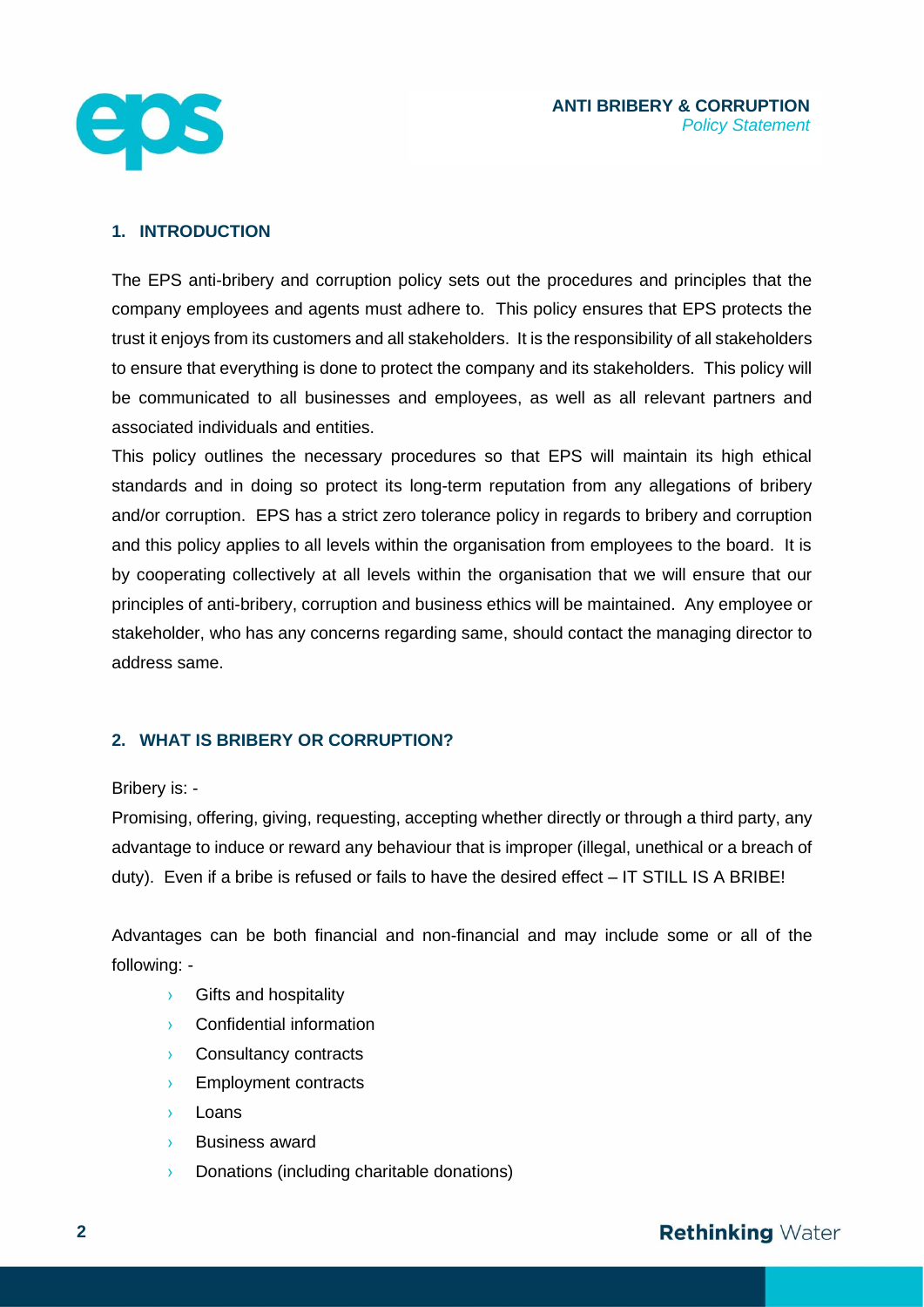## 1. INTRODUCTION

The EPS anti-bribery and corruption policy sets out the procedures and principles that the company employees and agents must adhere to. This policy ensures that EPS protects the trust it enjoys from its customers and all stakeholders. It is the responsibility of all stakeholders to ensure that everything is done to protect the company and its stakeholders. This policy will be communicated to all businesses and employees, as well as all relevant partners and associated individuals and entities.

This policy outlines the necessary procedures so that EPS will maintain its high ethical standards and in doing so protect its long-term reputation from any allegations of bribery and/or corruption. EPS has a strict zero tolerance policy in regards to bribery and corruption and this policy applies to all levels within the organisation from employees to the board. It is by cooperating collectively at all levels within the organisation that we will ensure that our principles of anti-bribery, corruption and business ethics will be maintained. Any employee or stakeholder, who has any concerns regarding same, should contact the managing director to address same.

## 2. WHAT IS BRIBERY OR CORRUPTION?

Bribery is: -

Promising, offering, giving, requesting, accepting whether directly or through a third party, any advantage to induce or reward any behaviour that is improper (illegal, unethical or a breach of duty). Even if a bribe is refused or fails to have the desired effect – IT STILL IS A BRIBE!

Advantages can be both financial and non-financial and may include some or all of the following: -

- Gifts and hospitality
- Confidential information
- Consultancy contracts
- Employment contracts
- Loans
- Business award
- Donations (including charitable donations)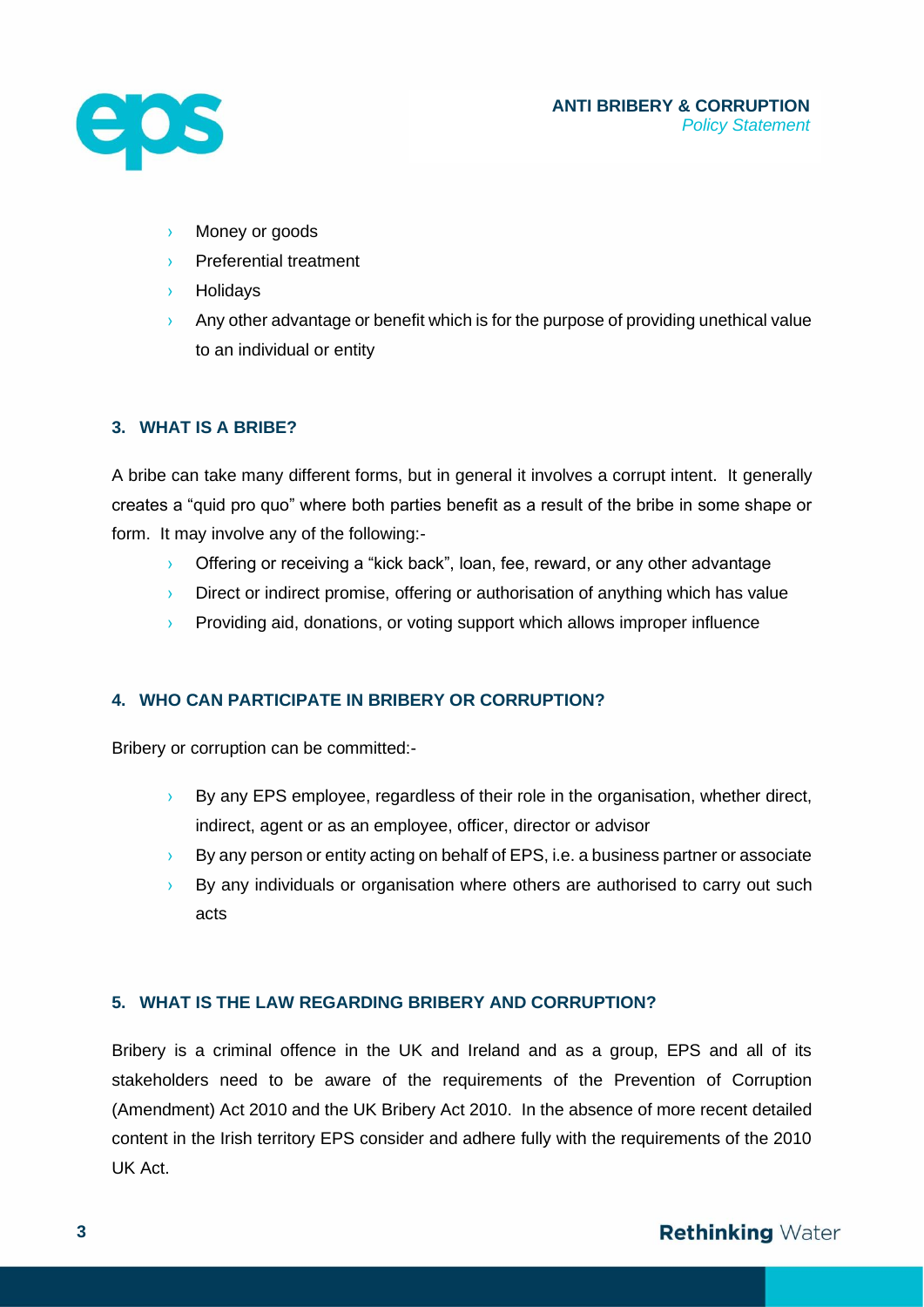- Money or goods
- Preferential treatment
- Holidays
- Any other advantage or benefit which is for the purpose of providing unethical value to an individual or entity

### 3. WHAT IS A BRIBE?

A bribe can take many different forms, but in general it involves a corrupt intent. It generally creates a "quid pro quo" where both parties benefit as a result of the bribe in some shape or form. It may involve any of the following:-

- Offering or receiving a "kick back", loan, fee, reward, or any other advantage
- Direct or indirect promise, offering or authorisation of anything which has value
- Providing aid, donations, or voting support which allows improper influence

### 4. WHO CAN PARTICIPATE IN BRIBERY OR CORRUPTION?

Bribery or corruption can be committed:-

- By any EPS employee, regardless of their role in the organisation, whether direct, indirect, agent or as an employee, officer, director or advisor
- By any person or entity acting on behalf of EPS, i.e. a business partner or associate
- By any individuals or organisation where others are authorised to carry out such acts

### 5. WHAT IS THE LAW REGARDING BRIBERY AND CORRUPTION?

Bribery is a criminal offence in the UK and Ireland and as a group, EPS and all of its stakeholders need to be aware of the requirements of the Prevention of Corruption (Amendment) Act 2010 and the UK Bribery Act 2010. In the absence of more recent detailed content in the Irish territory EPS consider and adhere fully with the requirements of the 2010 UK Act.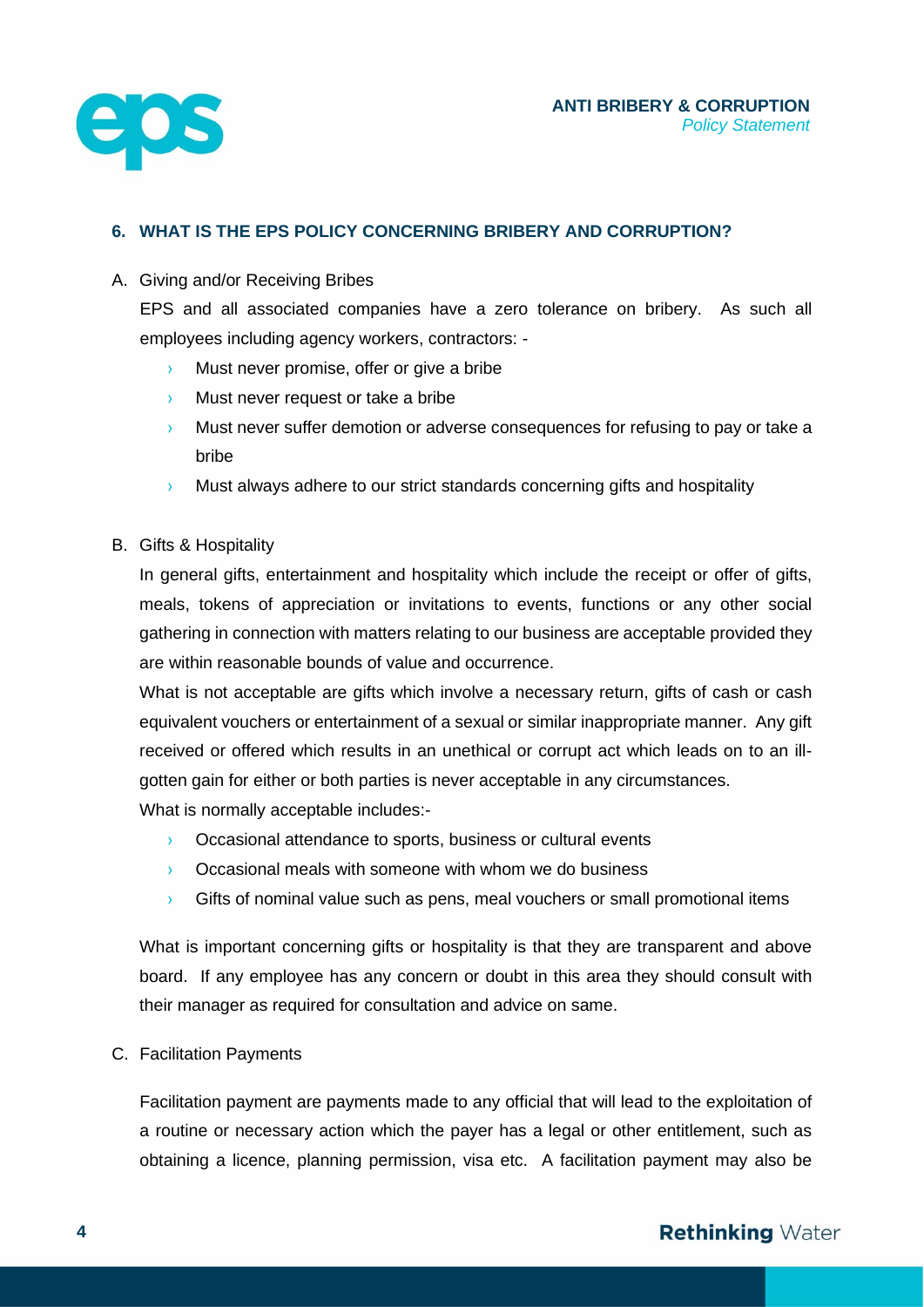## 6. WHAT IS THE EPS POLICY CONCERNING BRIBERY AND CORRUPTION?

A. Giving and/or Receiving Bribes

EPS and all associated companies have a zero tolerance on bribery. As such all employees including agency workers, contractors: -

- Must never promise, offer or give a bribe
- Must never request or take a bribe
- Must never suffer demotion or adverse consequences for refusing to pay or take a bribe
- Must always adhere to our strict standards concerning gifts and hospitality

B. Gifts & Hospitality

In general gifts, entertainment and hospitality which include the receipt or offer of gifts, meals, tokens of appreciation or invitations to events, functions or any other social gathering in connection with matters relating to our business are acceptable provided they are within reasonable bounds of value and occurrence.

What is not acceptable are gifts which involve a necessary return, gifts of cash or cash equivalent vouchers or entertainment of a sexual or similar inappropriate manner. Any gift received or offered which results in an unethical or corrupt act which leads on to an ill-gotten gain for either or both parties is never acceptable in any circumstances.

What is normally acceptable includes:-

- Occasional attendance to sports, business or cultural events
- Occasional meals with someone with whom we do business
- Gifts of nominal value such as pens, meal vouchers or small promotional items

What is important concerning gifts or hospitality is that they are transparent and above board. If any employee has any concern or doubt in this area they should consult with their manager as required for consultation and advice on same.

C. Facilitation Payments

Facilitation payment are payments made to any official that will lead to the exploitation of a routine or necessary action which the payer has a legal or other entitlement, such as obtaining a licence, planning permission, visa etc. A facilitation payment may also be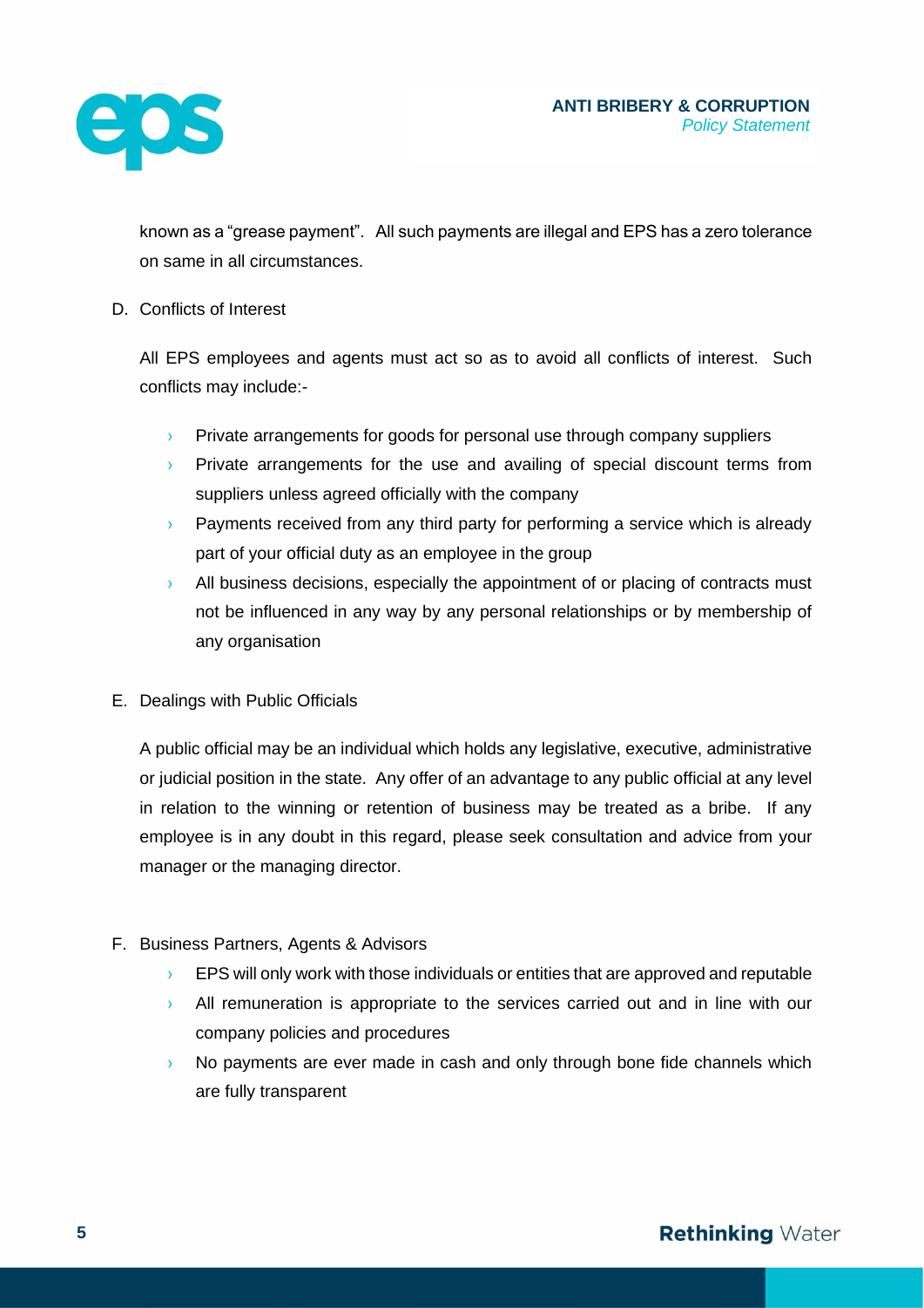known as a "grease payment". All such payments are illegal and EPS has a zero tolerance on same in all circumstances.

D. Conflicts of Interest

All EPS employees and agents must act so as to avoid all conflicts of interest. Such conflicts may include:-

- Private arrangements for goods for personal use through company suppliers
- Private arrangements for the use and availing of special discount terms from suppliers unless agreed officially with the company
- Payments received from any third party for performing a service which is already part of your official duty as an employee in the group
- All business decisions, especially the appointment of or placing of contracts must not be influenced in any way by any personal relationships or by membership of any organisation

E. Dealings with Public Officials

A public official may be an individual which holds any legislative, executive, administrative or judicial position in the state. Any offer of an advantage to any public official at any level in relation to the winning or retention of business may be treated as a bribe. If any employee is in any doubt in this regard, please seek consultation and advice from your manager or the managing director.

F. Business Partners, Agents & Advisors

- EPS will only work with those individuals or entities that are approved and reputable
- All remuneration is appropriate to the services carried out and in line with our company policies and procedures
- No payments are ever made in cash and only through bone fide channels which are fully transparent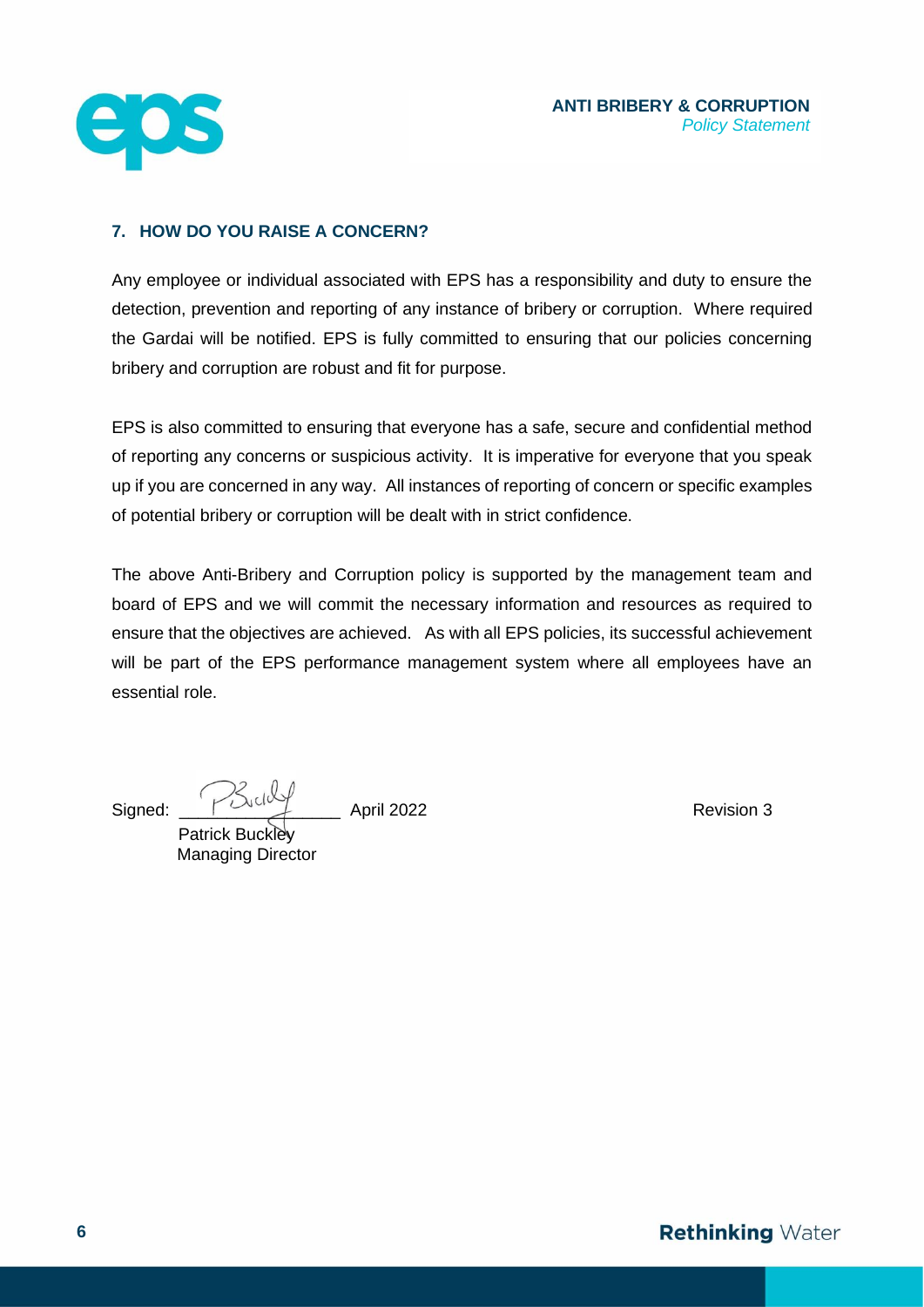## 7. HOW DO YOU RAISE A CONCERN?

Any employee or individual associated with EPS has a responsibility and duty to ensure the detection, prevention and reporting of any instance of bribery or corruption. Where required the Gardai will be notified. EPS is fully committed to ensuring that our policies concerning bribery and corruption are robust and fit for purpose.

EPS is also committed to ensuring that everyone has a safe, secure and confidential method of reporting any concerns or suspicious activity. It is imperative for everyone that you speak up if you are concerned in any way. All instances of reporting of concern or specific examples of potential bribery or corruption will be dealt with in strict confidence.

The above Anti-Bribery and Corruption policy is supported by the management team and board of EPS and we will commit the necessary information and resources as required to ensure that the objectives are achieved. As with all EPS policies, its successful achievement will be part of the EPS performance management system where all employees have an essential role.

Signed: ________________ April 2022 Revision 3

Patrick Buckley
Managing Director